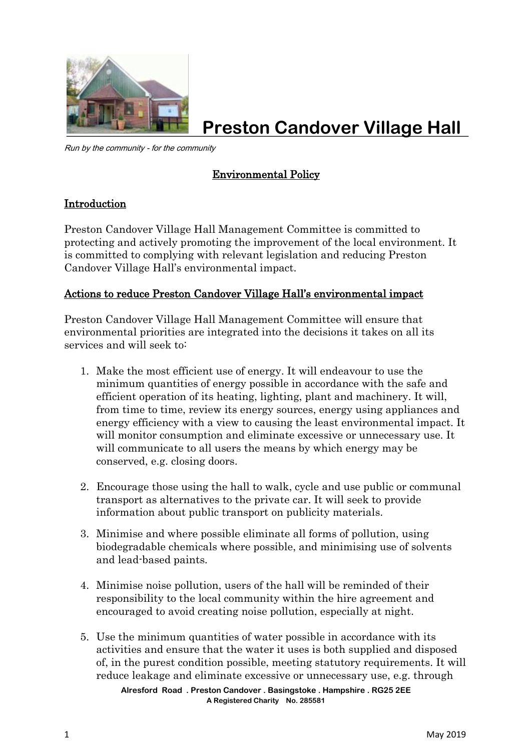# Preston Candover Village Hall

*Run by the community - for the community*

## Environmental Policy

### Introduction

Preston Candover Village Hall Management Committee is committed to protecting and actively promoting the improvement of the local environment. It is committed to complying with relevant legislation and reducing Preston Candover Village Hall's environmental impact.

### Actions to reduce Preston Candover Village Hall's environmental impact

Preston Candover Village Hall Management Committee will ensure that environmental priorities are integrated into the decisions it takes on all its services and will seek to:

1. Make the most efficient use of energy. It will endeavour to use the minimum quantities of energy possible in accordance with the safe and efficient operation of its heating, lighting, plant and machinery. It will, from time to time, review its energy sources, energy using appliances and energy efficiency with a view to causing the least environmental impact. It will monitor consumption and eliminate excessive or unnecessary use. It will communicate to all users the means by which energy may be conserved, e.g. closing doors.

2. Encourage those using the hall to walk, cycle and use public or communal transport as alternatives to the private car. It will seek to provide information about public transport on publicity materials.

3. Minimise and where possible eliminate all forms of pollution, using biodegradable chemicals where possible, and minimising use of solvents and lead-based paints.

4. Minimise noise pollution, users of the hall will be reminded of their responsibility to the local community within the hire agreement and encouraged to avoid creating noise pollution, especially at night.

5. Use the minimum quantities of water possible in accordance with its activities and ensure that the water it uses is both supplied and disposed of, in the purest condition possible, meeting statutory requirements. It will reduce leakage and eliminate excessive or unnecessary use, e.g. through

Alresford Road . Preston Candover . Basingstoke . Hampshire . RG25 2EE
A Registered Charity No. 285581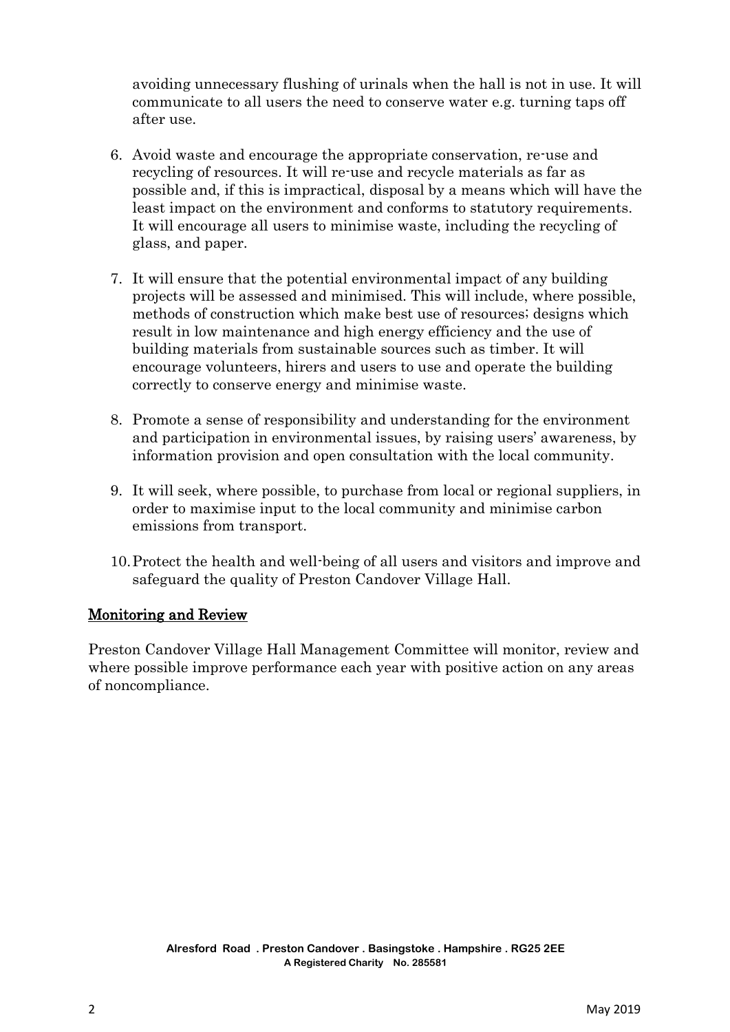avoiding unnecessary flushing of urinals when the hall is not in use. It will communicate to all users the need to conserve water e.g. turning taps off after use.

6. Avoid waste and encourage the appropriate conservation, re-use and recycling of resources. It will re-use and recycle materials as far as possible and, if this is impractical, disposal by a means which will have the least impact on the environment and conforms to statutory requirements. It will encourage all users to minimise waste, including the recycling of glass, and paper.

7. It will ensure that the potential environmental impact of any building projects will be assessed and minimised. This will include, where possible, methods of construction which make best use of resources; designs which result in low maintenance and high energy efficiency and the use of building materials from sustainable sources such as timber. It will encourage volunteers, hirers and users to use and operate the building correctly to conserve energy and minimise waste.

8. Promote a sense of responsibility and understanding for the environment and participation in environmental issues, by raising users' awareness, by information provision and open consultation with the local community.

9. It will seek, where possible, to purchase from local or regional suppliers, in order to maximise input to the local community and minimise carbon emissions from transport.

10. Protect the health and well-being of all users and visitors and improve and safeguard the quality of Preston Candover Village Hall.

## Monitoring and Review

Preston Candover Village Hall Management Committee will monitor, review and where possible improve performance each year with positive action on any areas of noncompliance.

**Alresford Road . Preston Candover . Basingstoke . Hampshire . RG25 2EE**
**A Registered Charity No. 285581**